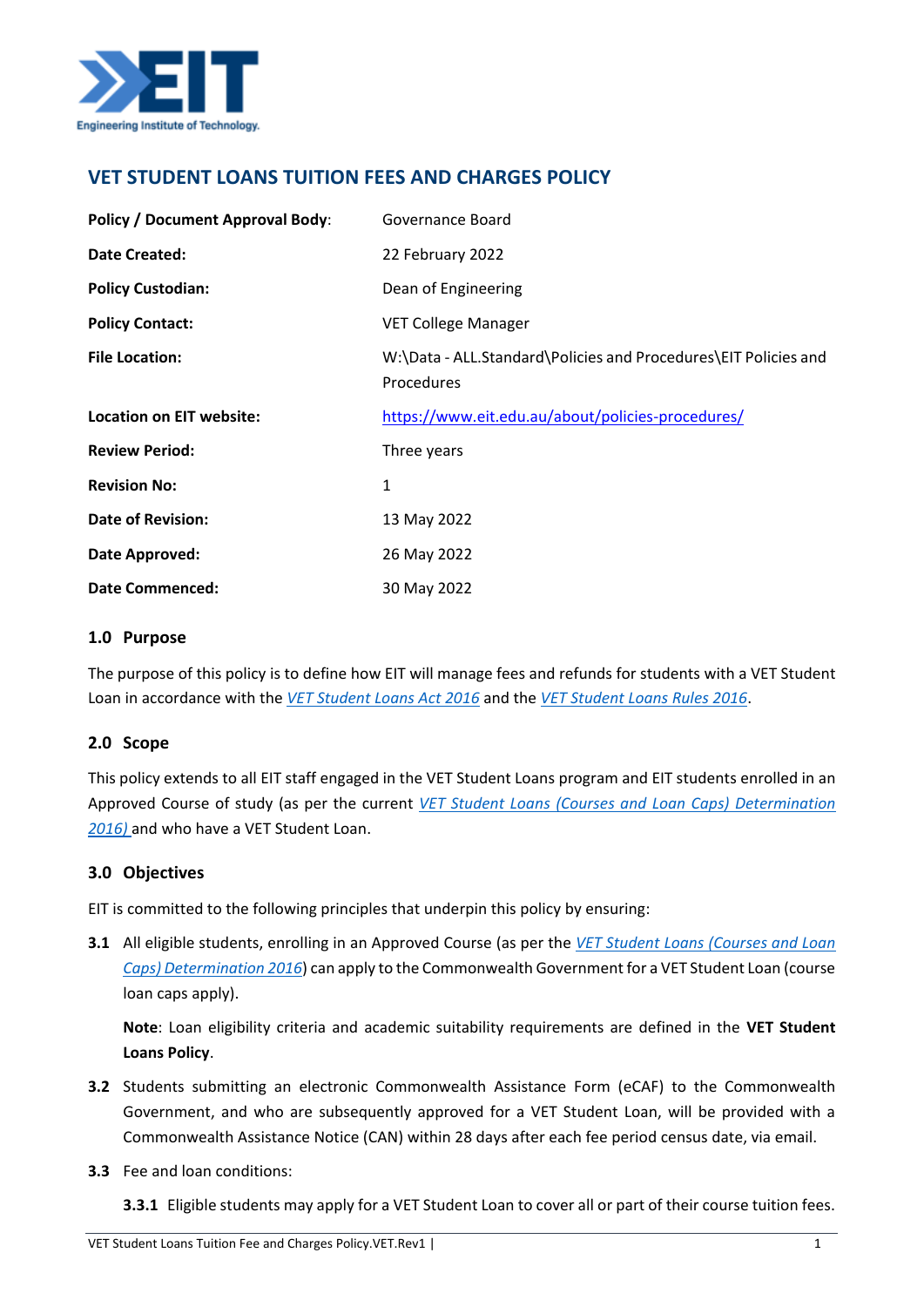# VET STUDENT LOANS TUITION FEES AND CHARGES POLICY

| | |
|---|---|
| **Policy / Document Approval Body**: | Governance Board |
| **Date Created:** | 22 February 2022 |
| **Policy Custodian:** | Dean of Engineering |
| **Policy Contact:** | VET College Manager |
| **File Location:** | W:\Data - ALL.Standard\Policies and Procedures\EIT Policies and Procedures |
| **Location on EIT website:** | https://www.eit.edu.au/about/policies-procedures/ |
| **Review Period:** | Three years |
| **Revision No:** | 1 |
| **Date of Revision:** | 13 May 2022 |
| **Date Approved:** | 26 May 2022 |
| **Date Commenced:** | 30 May 2022 |

## 1.0 Purpose

The purpose of this policy is to define how EIT will manage fees and refunds for students with a VET Student Loan in accordance with the *VET Student Loans Act 2016* and the *VET Student Loans Rules 2016*.

## 2.0 Scope

This policy extends to all EIT staff engaged in the VET Student Loans program and EIT students enrolled in an Approved Course of study (as per the current *VET Student Loans (Courses and Loan Caps) Determination 2016)* and who have a VET Student Loan.

## 3.0 Objectives

EIT is committed to the following principles that underpin this policy by ensuring:

**3.1** All eligible students, enrolling in an Approved Course (as per the *VET Student Loans (Courses and Loan Caps) Determination 2016*) can apply to the Commonwealth Government for a VET Student Loan (course loan caps apply).

**Note**: Loan eligibility criteria and academic suitability requirements are defined in the **VET Student Loans Policy**.

**3.2** Students submitting an electronic Commonwealth Assistance Form (eCAF) to the Commonwealth Government, and who are subsequently approved for a VET Student Loan, will be provided with a Commonwealth Assistance Notice (CAN) within 28 days after each fee period census date, via email.

**3.3** Fee and loan conditions:

**3.3.1** Eligible students may apply for a VET Student Loan to cover all or part of their course tuition fees.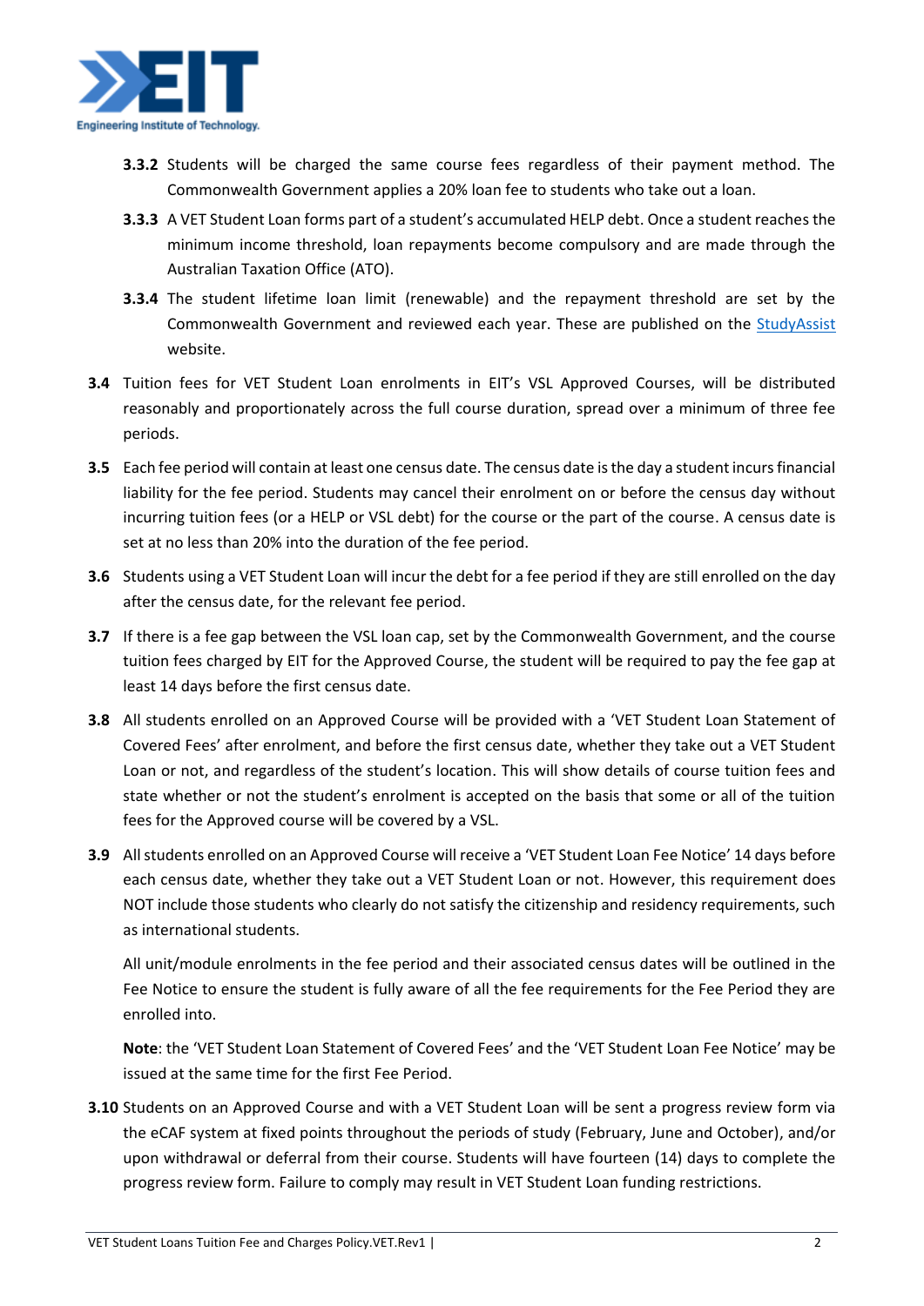**3.3.2** Students will be charged the same course fees regardless of their payment method. The Commonwealth Government applies a 20% loan fee to students who take out a loan.

**3.3.3** A VET Student Loan forms part of a student's accumulated HELP debt. Once a student reaches the minimum income threshold, loan repayments become compulsory and are made through the Australian Taxation Office (ATO).

**3.3.4** The student lifetime loan limit (renewable) and the repayment threshold are set by the Commonwealth Government and reviewed each year. These are published on the [StudyAssist](StudyAssist) website.

**3.4** Tuition fees for VET Student Loan enrolments in EIT's VSL Approved Courses, will be distributed reasonably and proportionately across the full course duration, spread over a minimum of three fee periods.

**3.5** Each fee period will contain at least one census date. The census date is the day a student incurs financial liability for the fee period. Students may cancel their enrolment on or before the census day without incurring tuition fees (or a HELP or VSL debt) for the course or the part of the course. A census date is set at no less than 20% into the duration of the fee period.

**3.6** Students using a VET Student Loan will incur the debt for a fee period if they are still enrolled on the day after the census date, for the relevant fee period.

**3.7** If there is a fee gap between the VSL loan cap, set by the Commonwealth Government, and the course tuition fees charged by EIT for the Approved Course, the student will be required to pay the fee gap at least 14 days before the first census date.

**3.8** All students enrolled on an Approved Course will be provided with a 'VET Student Loan Statement of Covered Fees' after enrolment, and before the first census date, whether they take out a VET Student Loan or not, and regardless of the student's location. This will show details of course tuition fees and state whether or not the student's enrolment is accepted on the basis that some or all of the tuition fees for the Approved course will be covered by a VSL.

**3.9** All students enrolled on an Approved Course will receive a 'VET Student Loan Fee Notice' 14 days before each census date, whether they take out a VET Student Loan or not. However, this requirement does NOT include those students who clearly do not satisfy the citizenship and residency requirements, such as international students.

All unit/module enrolments in the fee period and their associated census dates will be outlined in the Fee Notice to ensure the student is fully aware of all the fee requirements for the Fee Period they are enrolled into.

**Note**: the 'VET Student Loan Statement of Covered Fees' and the 'VET Student Loan Fee Notice' may be issued at the same time for the first Fee Period.

**3.10** Students on an Approved Course and with a VET Student Loan will be sent a progress review form via the eCAF system at fixed points throughout the periods of study (February, June and October), and/or upon withdrawal or deferral from their course. Students will have fourteen (14) days to complete the progress review form. Failure to comply may result in VET Student Loan funding restrictions.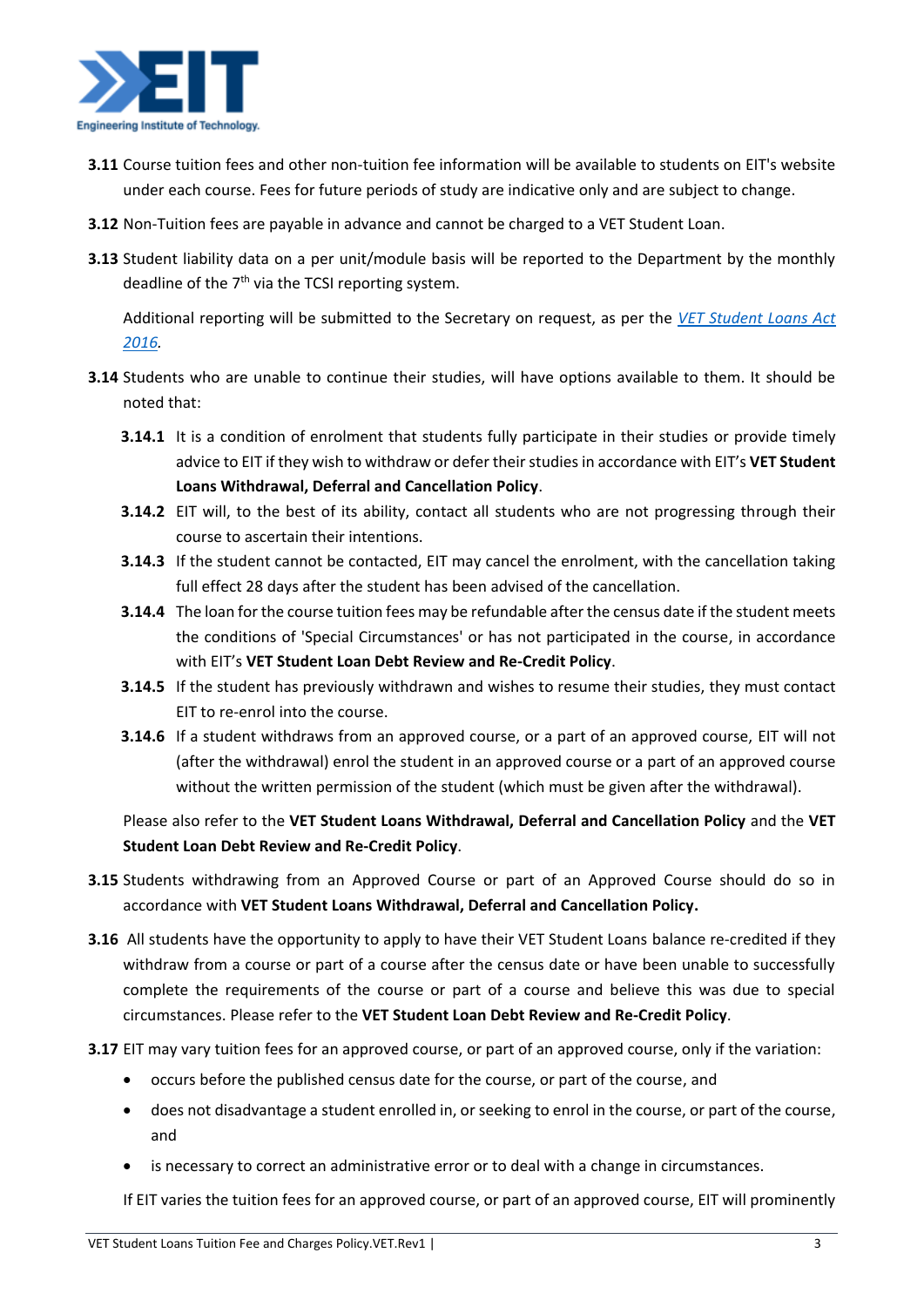**3.11** Course tuition fees and other non-tuition fee information will be available to students on EIT's website under each course. Fees for future periods of study are indicative only and are subject to change.

**3.12** Non-Tuition fees are payable in advance and cannot be charged to a VET Student Loan.

**3.13** Student liability data on a per unit/module basis will be reported to the Department by the monthly deadline of the 7th via the TCSI reporting system.

Additional reporting will be submitted to the Secretary on request, as per the *VET Student Loans Act 2016*.

**3.14** Students who are unable to continue their studies, will have options available to them. It should be noted that:

- **3.14.1** It is a condition of enrolment that students fully participate in their studies or provide timely advice to EIT if they wish to withdraw or defer their studies in accordance with EIT's **VET Student Loans Withdrawal, Deferral and Cancellation Policy**.
- **3.14.2** EIT will, to the best of its ability, contact all students who are not progressing through their course to ascertain their intentions.
- **3.14.3** If the student cannot be contacted, EIT may cancel the enrolment, with the cancellation taking full effect 28 days after the student has been advised of the cancellation.
- **3.14.4** The loan for the course tuition fees may be refundable after the census date if the student meets the conditions of 'Special Circumstances' or has not participated in the course, in accordance with EIT's **VET Student Loan Debt Review and Re-Credit Policy**.
- **3.14.5** If the student has previously withdrawn and wishes to resume their studies, they must contact EIT to re-enrol into the course.
- **3.14.6** If a student withdraws from an approved course, or a part of an approved course, EIT will not (after the withdrawal) enrol the student in an approved course or a part of an approved course without the written permission of the student (which must be given after the withdrawal).

Please also refer to the **VET Student Loans Withdrawal, Deferral and Cancellation Policy** and the **VET Student Loan Debt Review and Re-Credit Policy**.

**3.15** Students withdrawing from an Approved Course or part of an Approved Course should do so in accordance with **VET Student Loans Withdrawal, Deferral and Cancellation Policy.**

**3.16** All students have the opportunity to apply to have their VET Student Loans balance re-credited if they withdraw from a course or part of a course after the census date or have been unable to successfully complete the requirements of the course or part of a course and believe this was due to special circumstances. Please refer to the **VET Student Loan Debt Review and Re-Credit Policy**.

**3.17** EIT may vary tuition fees for an approved course, or part of an approved course, only if the variation:

- occurs before the published census date for the course, or part of the course, and
- does not disadvantage a student enrolled in, or seeking to enrol in the course, or part of the course, and
- is necessary to correct an administrative error or to deal with a change in circumstances.

If EIT varies the tuition fees for an approved course, or part of an approved course, EIT will prominently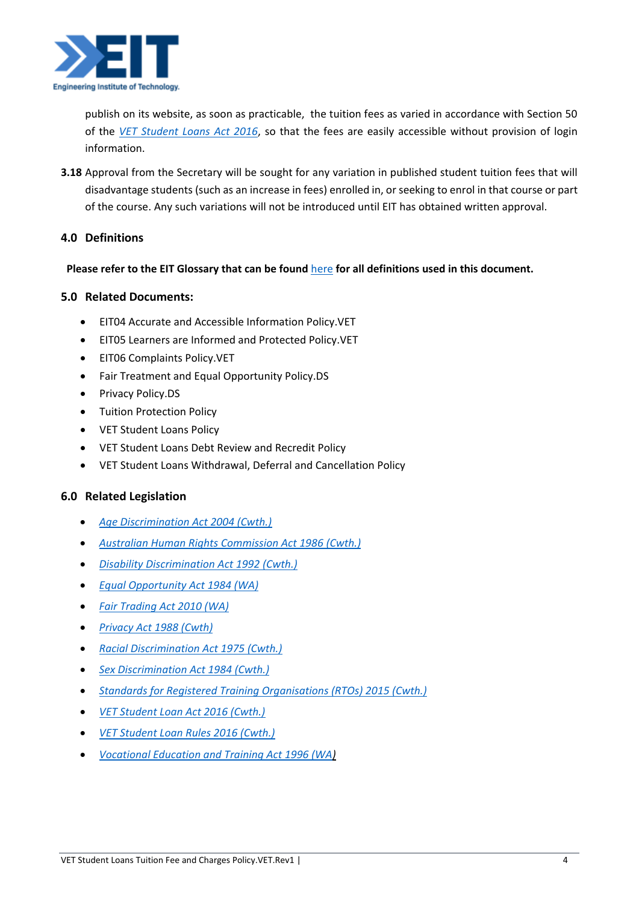publish on its website, as soon as practicable, the tuition fees as varied in accordance with Section 50 of the *VET Student Loans Act 2016*, so that the fees are easily accessible without provision of login information.

**3.18** Approval from the Secretary will be sought for any variation in published student tuition fees that will disadvantage students (such as an increase in fees) enrolled in, or seeking to enrol in that course or part of the course. Any such variations will not be introduced until EIT has obtained written approval.

## 4.0 Definitions

**Please refer to the EIT Glossary that can be found here for all definitions used in this document.**

## 5.0 Related Documents:

- EIT04 Accurate and Accessible Information Policy.VET
- EIT05 Learners are Informed and Protected Policy.VET
- EIT06 Complaints Policy.VET
- Fair Treatment and Equal Opportunity Policy.DS
- Privacy Policy.DS
- Tuition Protection Policy
- VET Student Loans Policy
- VET Student Loans Debt Review and Recredit Policy
- VET Student Loans Withdrawal, Deferral and Cancellation Policy

## 6.0 Related Legislation

- *Age Discrimination Act 2004 (Cwth.)*
- *Australian Human Rights Commission Act 1986 (Cwth.)*
- *Disability Discrimination Act 1992 (Cwth.)*
- *Equal Opportunity Act 1984 (WA)*
- *Fair Trading Act 2010 (WA)*
- *Privacy Act 1988 (Cwth)*
- *Racial Discrimination Act 1975 (Cwth.)*
- *Sex Discrimination Act 1984 (Cwth.)*
- *Standards for Registered Training Organisations (RTOs) 2015 (Cwth.)*
- *VET Student Loan Act 2016 (Cwth.)*
- *VET Student Loan Rules 2016 (Cwth.)*
- *Vocational Education and Training Act 1996 (WA)*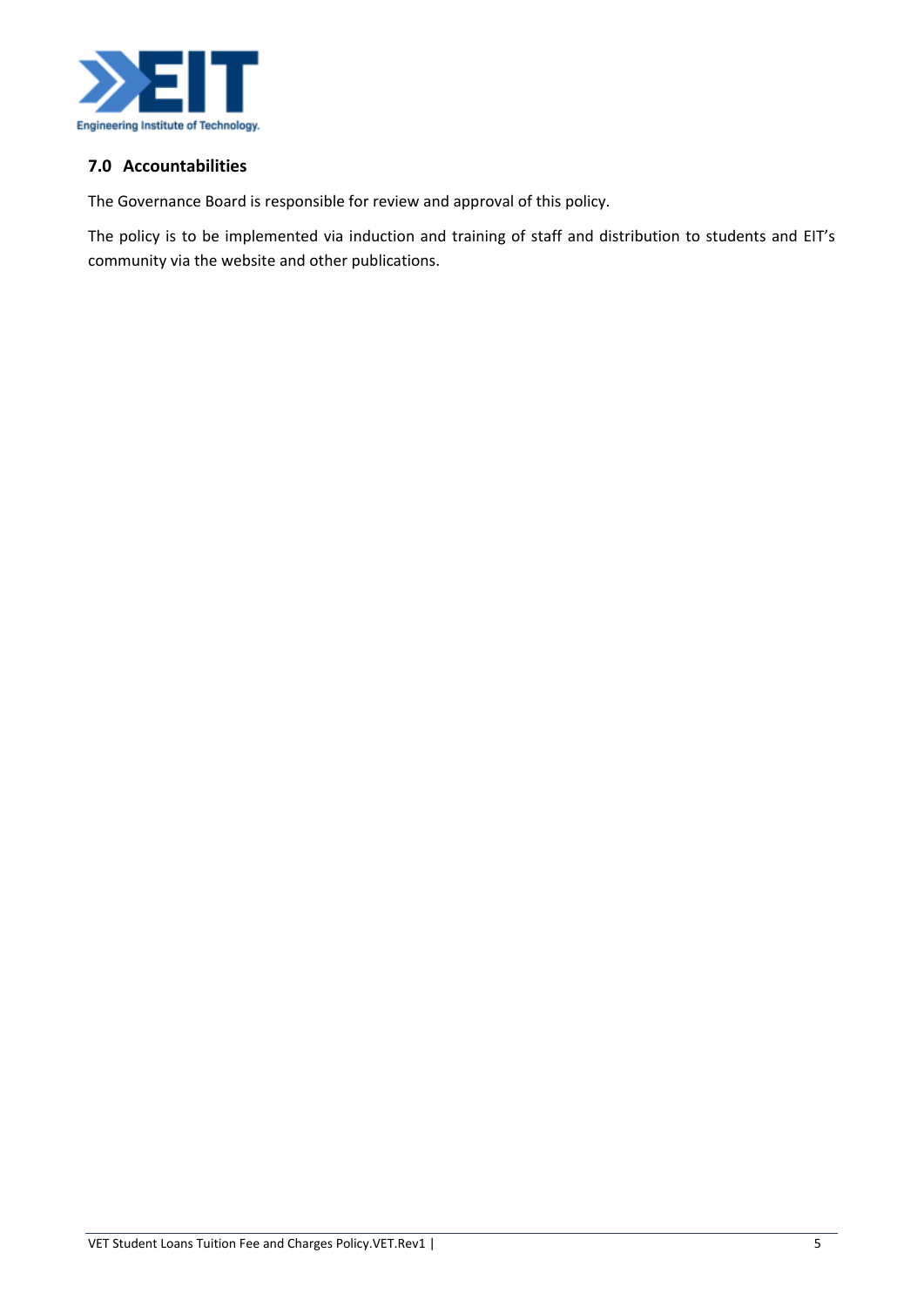### 7.0 Accountabilities

The Governance Board is responsible for review and approval of this policy.

The policy is to be implemented via induction and training of staff and distribution to students and EIT's community via the website and other publications.